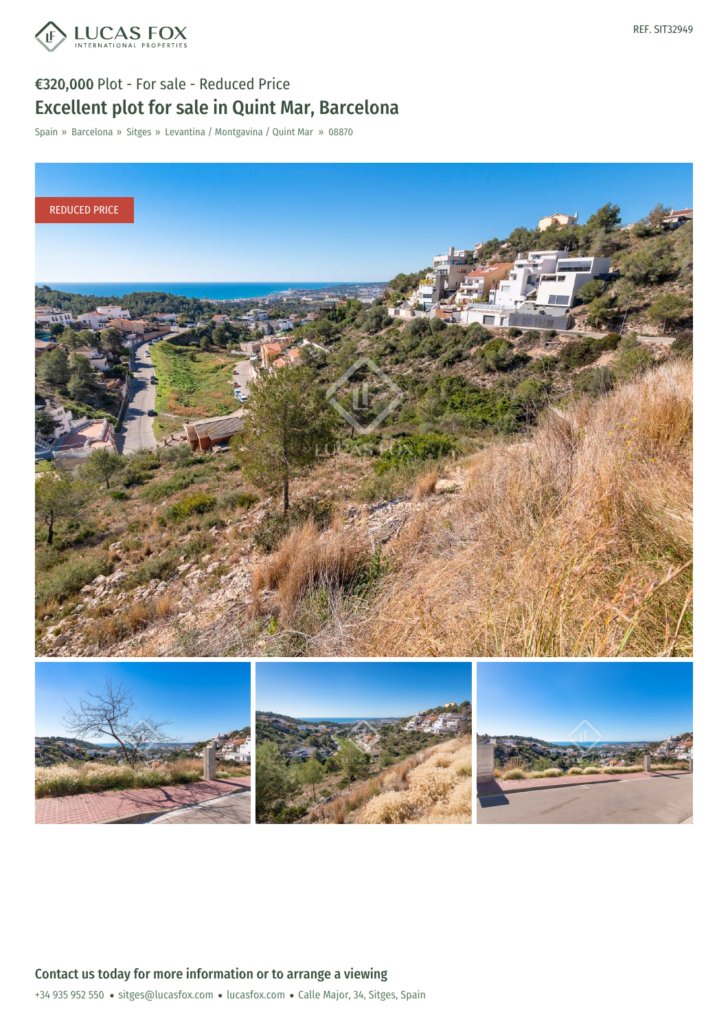REF. SIT32949

€320,000 Plot - For sale - Reduced Price

# Excellent plot for sale in Quint Mar, Barcelona

Spain » Barcelona » Sitges » Levantina / Montgavina / Quint Mar » 08870

REDUCED PRICE

## Contact us today for more information or to arrange a viewing

+34 935 952 550 • sitges@lucasfox.com • lucasfox.com • Calle Major, 34, Sitges, Spain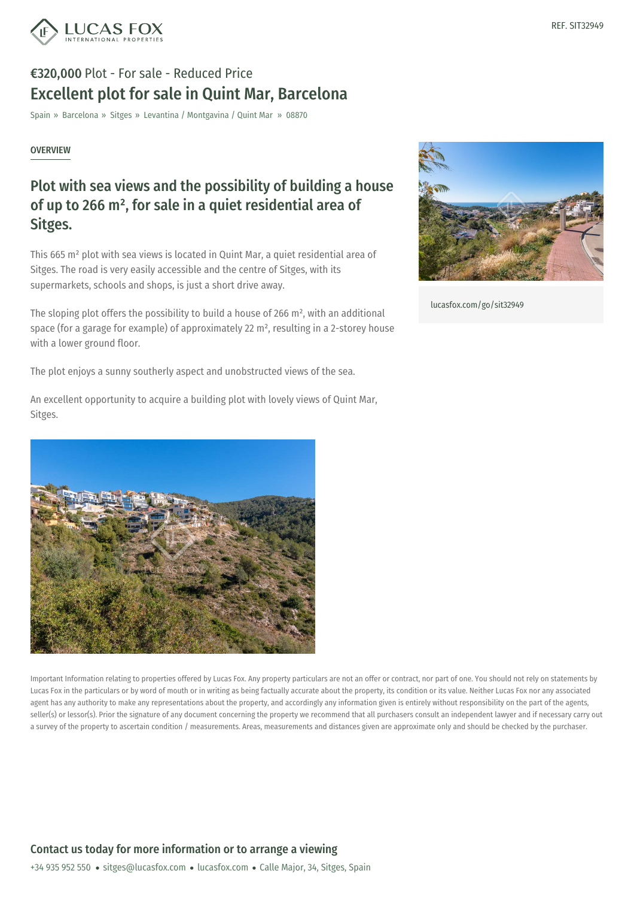REF. SIT32949

**€320,000** Plot - For sale - Reduced Price

# Excellent plot for sale in Quint Mar, Barcelona

Spain » Barcelona » Sitges » Levantina / Montgavina / Quint Mar » 08870

## OVERVIEW

## Plot with sea views and the possibility of building a house of up to 266 m², for sale in a quiet residential area of Sitges.

This 665 m² plot with sea views is located in Quint Mar, a quiet residential area of Sitges. The road is very easily accessible and the centre of Sitges, with its supermarkets, schools and shops, is just a short drive away.

The sloping plot offers the possibility to build a house of 266 m², with an additional space (for a garage for example) of approximately 22 m², resulting in a 2-storey house with a lower ground floor.

The plot enjoys a sunny southerly aspect and unobstructed views of the sea.

An excellent opportunity to acquire a building plot with lovely views of Quint Mar, Sitges.

lucasfox.com/go/sit32949

Important Information relating to properties offered by Lucas Fox. Any property particulars are not an offer or contract, nor part of one. You should not rely on statements by Lucas Fox in the particulars or by word of mouth or in writing as being factually accurate about the property, its condition or its value. Neither Lucas Fox nor any associated agent has any authority to make any representations about the property, and accordingly any information given is entirely without responsibility on the part of the agents, seller(s) or lessor(s). Prior the signature of any document concerning the property we recommend that all purchasers consult an independent lawyer and if necessary carry out a survey of the property to ascertain condition / measurements. Areas, measurements and distances given are approximate only and should be checked by the purchaser.

## Contact us today for more information or to arrange a viewing

+34 935 952 550 • sitges@lucasfox.com • lucasfox.com • Calle Major, 34, Sitges, Spain